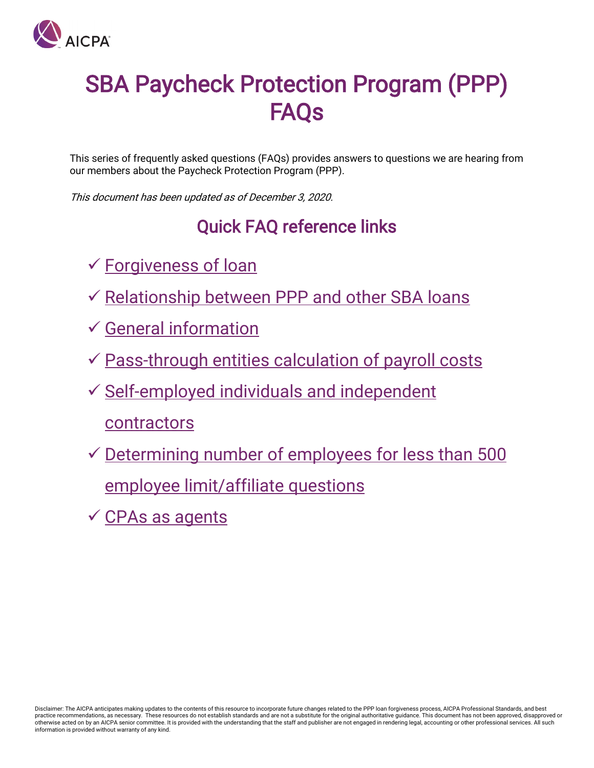# SBA Paycheck Protection Program (PPP) FAQs

This series of frequently asked questions (FAQs) provides answers to questions we are hearing from our members about the Paycheck Protection Program (PPP).

*This document has been updated as of December 3, 2020.*

## Quick FAQ reference links

- ✓ Forgiveness of loan
- ✓ Relationship between PPP and other SBA loans
- ✓ General information
- ✓ Pass-through entities calculation of payroll costs
- ✓ Self-employed individuals and independent contractors
- ✓ Determining number of employees for less than 500 employee limit/affiliate questions
- ✓ CPAs as agents

Disclaimer: The AICPA anticipates making updates to the contents of this resource to incorporate future changes related to the PPP loan forgiveness process, AICPA Professional Standards, and best practice recommendations, as necessary. These resources do not establish standards and are not a substitute for the original authoritative guidance. This document has not been approved, disapproved or otherwise acted on by an AICPA senior committee. It is provided with the understanding that the staff and publisher are not engaged in rendering legal, accounting or other professional services. All such information is provided without warranty of any kind.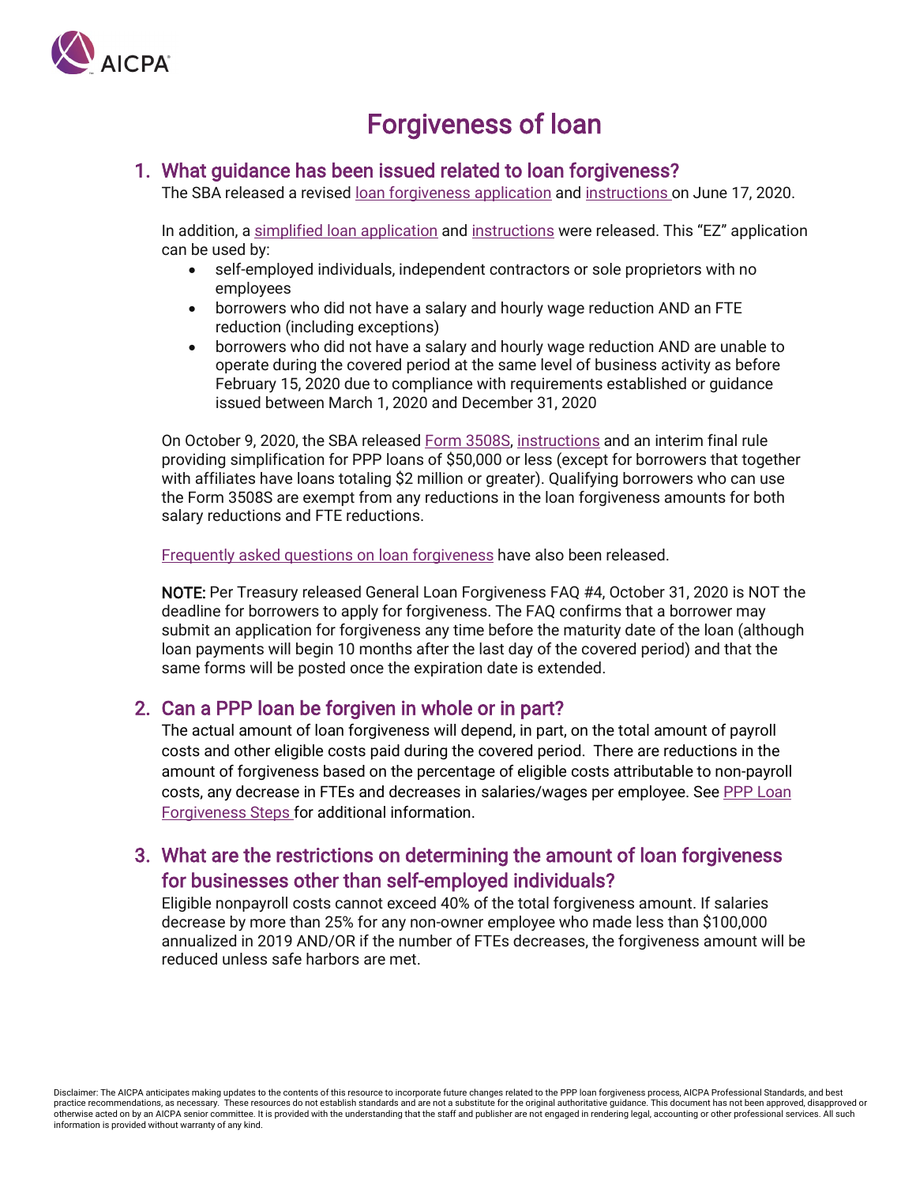# Forgiveness of loan

## 1. What guidance has been issued related to loan forgiveness?

The SBA released a revised loan forgiveness application and instructions on June 17, 2020.

In addition, a simplified loan application and instructions were released. This "EZ" application can be used by:

- self-employed individuals, independent contractors or sole proprietors with no employees
- borrowers who did not have a salary and hourly wage reduction AND an FTE reduction (including exceptions)
- borrowers who did not have a salary and hourly wage reduction AND are unable to operate during the covered period at the same level of business activity as before February 15, 2020 due to compliance with requirements established or guidance issued between March 1, 2020 and December 31, 2020

On October 9, 2020, the SBA released Form 3508S, instructions and an interim final rule providing simplification for PPP loans of $50,000 or less (except for borrowers that together with affiliates have loans totaling $2 million or greater). Qualifying borrowers who can use the Form 3508S are exempt from any reductions in the loan forgiveness amounts for both salary reductions and FTE reductions.

Frequently asked questions on loan forgiveness have also been released.

**NOTE:** Per Treasury released General Loan Forgiveness FAQ #4, October 31, 2020 is NOT the deadline for borrowers to apply for forgiveness. The FAQ confirms that a borrower may submit an application for forgiveness any time before the maturity date of the loan (although loan payments will begin 10 months after the last day of the covered period) and that the same forms will be posted once the expiration date is extended.

## 2. Can a PPP loan be forgiven in whole or in part?

The actual amount of loan forgiveness will depend, in part, on the total amount of payroll costs and other eligible costs paid during the covered period. There are reductions in the amount of forgiveness based on the percentage of eligible costs attributable to non-payroll costs, any decrease in FTEs and decreases in salaries/wages per employee. See PPP Loan Forgiveness Steps for additional information.

## 3. What are the restrictions on determining the amount of loan forgiveness for businesses other than self-employed individuals?

Eligible nonpayroll costs cannot exceed 40% of the total forgiveness amount. If salaries decrease by more than 25% for any non-owner employee who made less than $100,000 annualized in 2019 AND/OR if the number of FTEs decreases, the forgiveness amount will be reduced unless safe harbors are met.

Disclaimer: The AICPA anticipates making updates to the contents of this resource to incorporate future changes related to the PPP loan forgiveness process, AICPA Professional Standards, and best practice recommendations, as necessary. These resources do not establish standards and are not a substitute for the original authoritative guidance. This document has not been approved, disapproved or otherwise acted on by an AICPA senior committee. It is provided with the understanding that the staff and publisher are not engaged in rendering legal, accounting or other professional services. All such information is provided without warranty of any kind.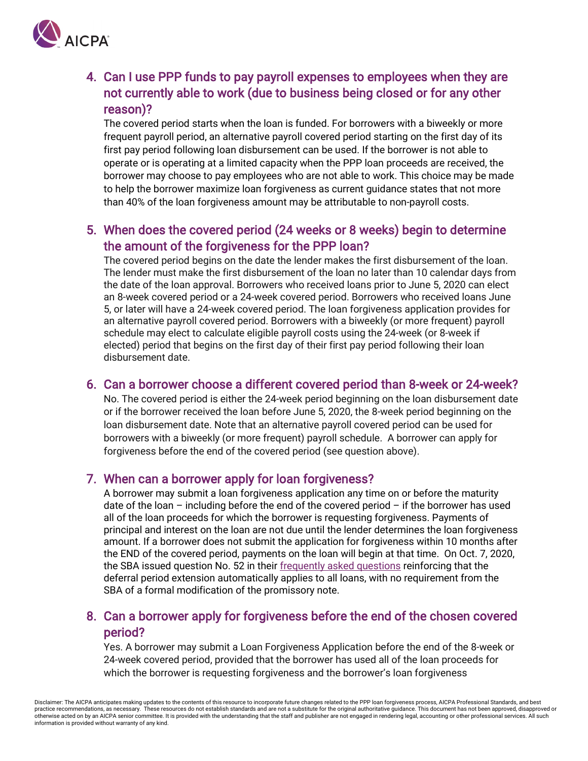## 4. Can I use PPP funds to pay payroll expenses to employees when they are not currently able to work (due to business being closed or for any other reason)?

The covered period starts when the loan is funded. For borrowers with a biweekly or more frequent payroll period, an alternative payroll covered period starting on the first day of its first pay period following loan disbursement can be used. If the borrower is not able to operate or is operating at a limited capacity when the PPP loan proceeds are received, the borrower may choose to pay employees who are not able to work. This choice may be made to help the borrower maximize loan forgiveness as current guidance states that not more than 40% of the loan forgiveness amount may be attributable to non-payroll costs.

## 5. When does the covered period (24 weeks or 8 weeks) begin to determine the amount of the forgiveness for the PPP loan?

The covered period begins on the date the lender makes the first disbursement of the loan. The lender must make the first disbursement of the loan no later than 10 calendar days from the date of the loan approval. Borrowers who received loans prior to June 5, 2020 can elect an 8-week covered period or a 24-week covered period. Borrowers who received loans June 5, or later will have a 24-week covered period. The loan forgiveness application provides for an alternative payroll covered period. Borrowers with a biweekly (or more frequent) payroll schedule may elect to calculate eligible payroll costs using the 24-week (or 8-week if elected) period that begins on the first day of their first pay period following their loan disbursement date.

## 6. Can a borrower choose a different covered period than 8-week or 24-week?

No. The covered period is either the 24-week period beginning on the loan disbursement date or if the borrower received the loan before June 5, 2020, the 8-week period beginning on the loan disbursement date. Note that an alternative payroll covered period can be used for borrowers with a biweekly (or more frequent) payroll schedule. A borrower can apply for forgiveness before the end of the covered period (see question above).

## 7. When can a borrower apply for loan forgiveness?

A borrower may submit a loan forgiveness application any time on or before the maturity date of the loan – including before the end of the covered period – if the borrower has used all of the loan proceeds for which the borrower is requesting forgiveness. Payments of principal and interest on the loan are not due until the lender determines the loan forgiveness amount. If a borrower does not submit the application for forgiveness within 10 months after the END of the covered period, payments on the loan will begin at that time. On Oct. 7, 2020, the SBA issued question No. 52 in their frequently asked questions reinforcing that the deferral period extension automatically applies to all loans, with no requirement from the SBA of a formal modification of the promissory note.

## 8. Can a borrower apply for forgiveness before the end of the chosen covered period?

Yes. A borrower may submit a Loan Forgiveness Application before the end of the 8-week or 24-week covered period, provided that the borrower has used all of the loan proceeds for which the borrower is requesting forgiveness and the borrower's loan forgiveness

Disclaimer: The AICPA anticipates making updates to the contents of this resource to incorporate future changes related to the PPP loan forgiveness process, AICPA Professional Standards, and best practice recommendations, as necessary. These resources do not establish standards and are not a substitute for the original authoritative guidance. This document has not been approved, disapproved or otherwise acted on by an AICPA senior committee. It is provided with the understanding that the staff and publisher are not engaged in rendering legal, accounting or other professional services. All such information is provided without warranty of any kind.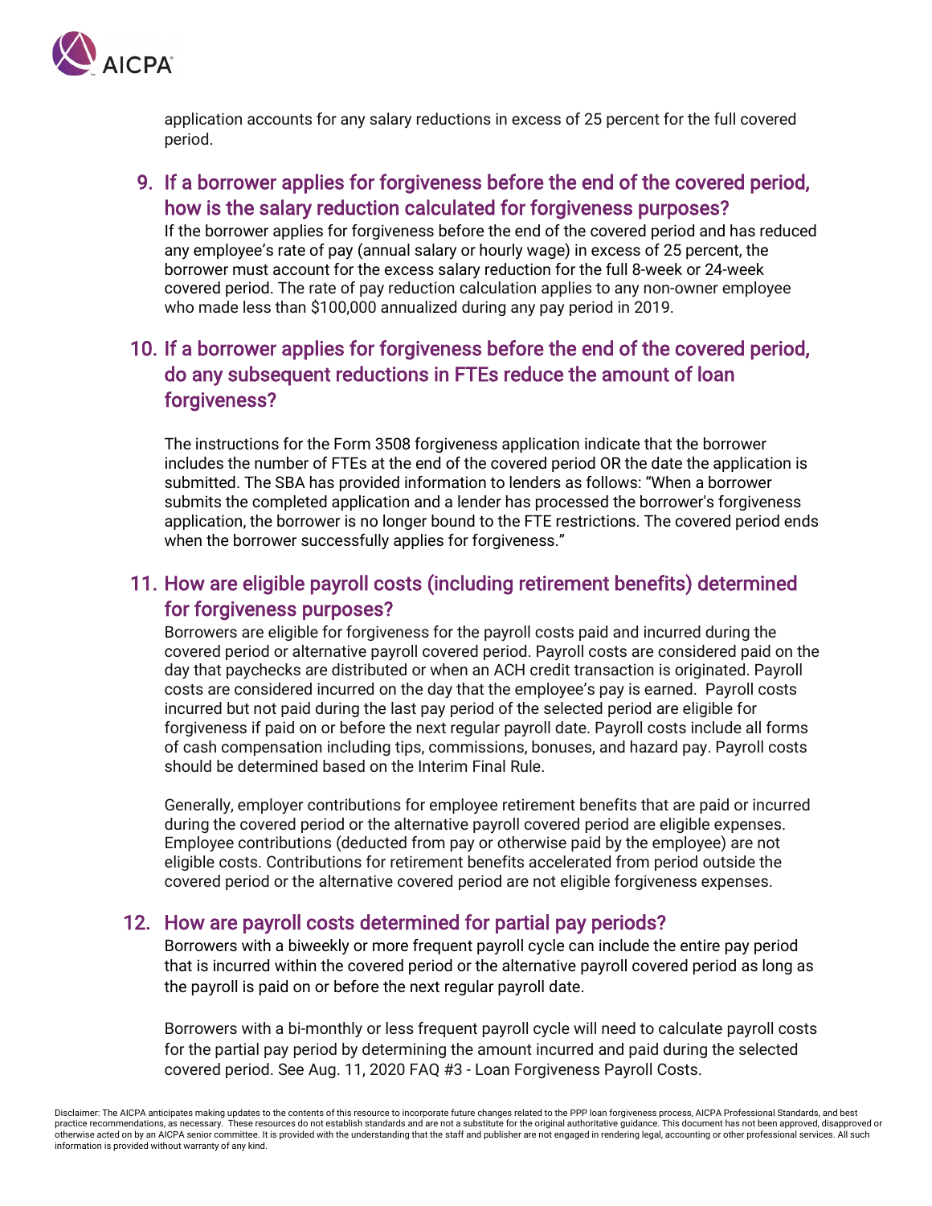application accounts for any salary reductions in excess of 25 percent for the full covered period.

## 9. If a borrower applies for forgiveness before the end of the covered period, how is the salary reduction calculated for forgiveness purposes?

If the borrower applies for forgiveness before the end of the covered period and has reduced any employee's rate of pay (annual salary or hourly wage) in excess of 25 percent, the borrower must account for the excess salary reduction for the full 8-week or 24-week covered period. The rate of pay reduction calculation applies to any non-owner employee who made less than $100,000 annualized during any pay period in 2019.

## 10. If a borrower applies for forgiveness before the end of the covered period, do any subsequent reductions in FTEs reduce the amount of loan forgiveness?

The instructions for the Form 3508 forgiveness application indicate that the borrower includes the number of FTEs at the end of the covered period OR the date the application is submitted. The SBA has provided information to lenders as follows: "When a borrower submits the completed application and a lender has processed the borrower's forgiveness application, the borrower is no longer bound to the FTE restrictions. The covered period ends when the borrower successfully applies for forgiveness."

## 11. How are eligible payroll costs (including retirement benefits) determined for forgiveness purposes?

Borrowers are eligible for forgiveness for the payroll costs paid and incurred during the covered period or alternative payroll covered period. Payroll costs are considered paid on the day that paychecks are distributed or when an ACH credit transaction is originated. Payroll costs are considered incurred on the day that the employee's pay is earned. Payroll costs incurred but not paid during the last pay period of the selected period are eligible for forgiveness if paid on or before the next regular payroll date. Payroll costs include all forms of cash compensation including tips, commissions, bonuses, and hazard pay. Payroll costs should be determined based on the Interim Final Rule.

Generally, employer contributions for employee retirement benefits that are paid or incurred during the covered period or the alternative payroll covered period are eligible expenses. Employee contributions (deducted from pay or otherwise paid by the employee) are not eligible costs. Contributions for retirement benefits accelerated from period outside the covered period or the alternative covered period are not eligible forgiveness expenses.

## 12. How are payroll costs determined for partial pay periods?

Borrowers with a biweekly or more frequent payroll cycle can include the entire pay period that is incurred within the covered period or the alternative payroll covered period as long as the payroll is paid on or before the next regular payroll date.

Borrowers with a bi-monthly or less frequent payroll cycle will need to calculate payroll costs for the partial pay period by determining the amount incurred and paid during the selected covered period. See Aug. 11, 2020 FAQ #3 - Loan Forgiveness Payroll Costs.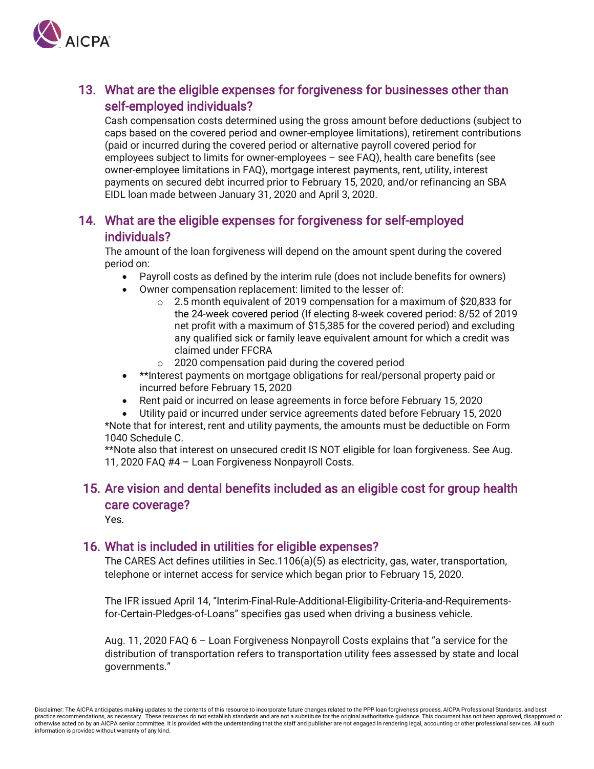## 13. What are the eligible expenses for forgiveness for businesses other than self-employed individuals?

Cash compensation costs determined using the gross amount before deductions (subject to caps based on the covered period and owner-employee limitations), retirement contributions (paid or incurred during the covered period or alternative payroll covered period for employees subject to limits for owner-employees – see FAQ), health care benefits (see owner-employee limitations in FAQ), mortgage interest payments, rent, utility, interest payments on secured debt incurred prior to February 15, 2020, and/or refinancing an SBA EIDL loan made between January 31, 2020 and April 3, 2020.

## 14. What are the eligible expenses for forgiveness for self-employed individuals?

The amount of the loan forgiveness will depend on the amount spent during the covered period on:

- Payroll costs as defined by the interim rule (does not include benefits for owners)
- Owner compensation replacement: limited to the lesser of:
  - 2.5 month equivalent of 2019 compensation for a maximum of $20,833 for the 24-week covered period (If electing 8-week covered period: 8/52 of 2019 net profit with a maximum of $15,385 for the covered period) and excluding any qualified sick or family leave equivalent amount for which a credit was claimed under FFCRA
  - 2020 compensation paid during the covered period
- **Interest payments on mortgage obligations for real/personal property paid or incurred before February 15, 2020
- Rent paid or incurred on lease agreements in force before February 15, 2020
- Utility paid or incurred under service agreements dated before February 15, 2020

*Note that for interest, rent and utility payments, the amounts must be deductible on Form 1040 Schedule C.

**Note also that interest on unsecured credit IS NOT eligible for loan forgiveness. See Aug. 11, 2020 FAQ #4 – Loan Forgiveness Nonpayroll Costs.

## 15. Are vision and dental benefits included as an eligible cost for group health care coverage?

Yes.

## 16. What is included in utilities for eligible expenses?

The CARES Act defines utilities in Sec.1106(a)(5) as electricity, gas, water, transportation, telephone or internet access for service which began prior to February 15, 2020.

The IFR issued April 14, "Interim-Final-Rule-Additional-Eligibility-Criteria-and-Requirements-for-Certain-Pledges-of-Loans" specifies gas used when driving a business vehicle.

Aug. 11, 2020 FAQ 6 – Loan Forgiveness Nonpayroll Costs explains that "a service for the distribution of transportation refers to transportation utility fees assessed by state and local governments."

Disclaimer: The AICPA anticipates making updates to the contents of this resource to incorporate future changes related to the PPP loan forgiveness process, AICPA Professional Standards, and best practice recommendations, as necessary. These resources do not establish standards and are not a substitute for the original authoritative guidance. This document has not been approved, disapproved or otherwise acted on by an AICPA senior committee. It is provided with the understanding that the staff and publisher are not engaged in rendering legal, accounting or other professional services. All such information is provided without warranty of any kind.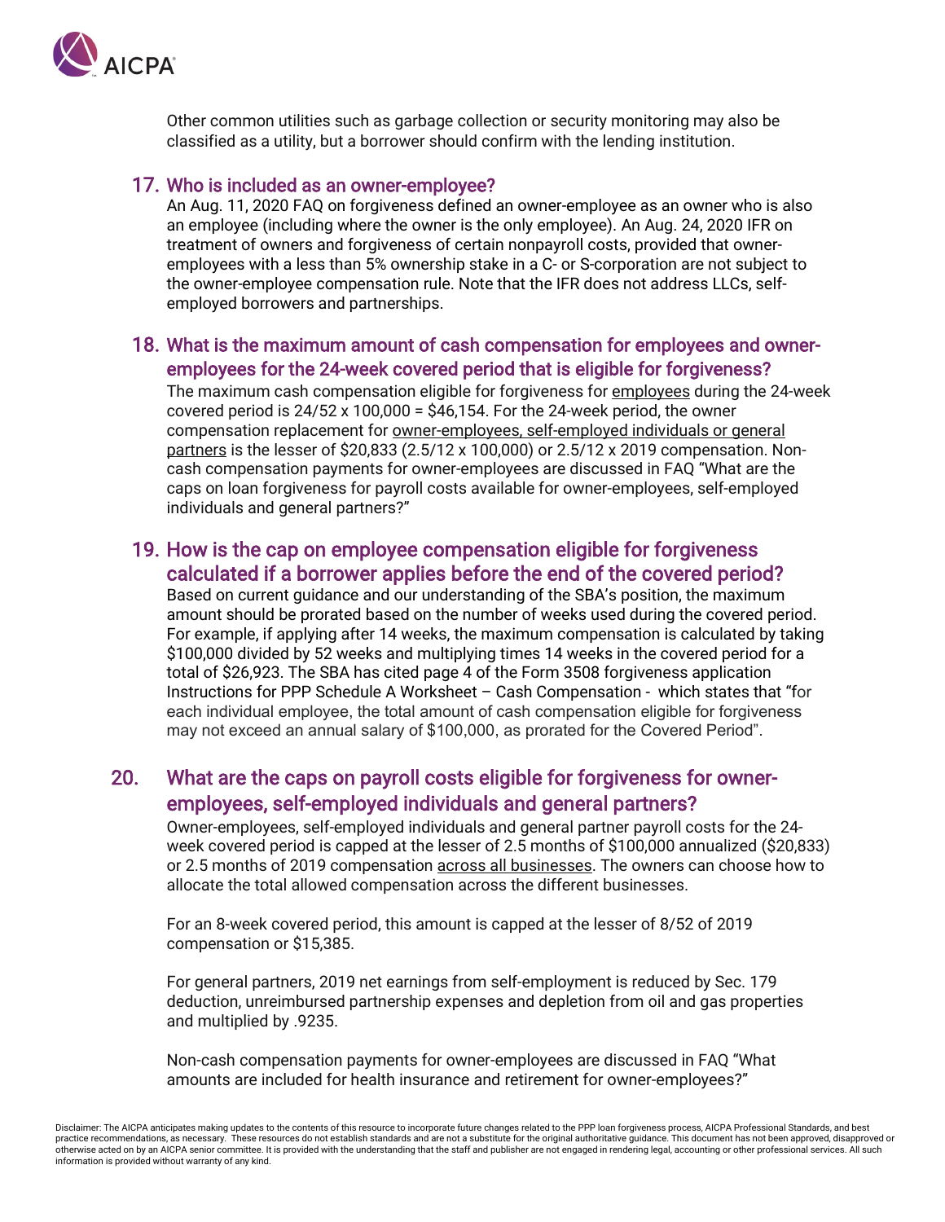Other common utilities such as garbage collection or security monitoring may also be classified as a utility, but a borrower should confirm with the lending institution.

### 17. Who is included as an owner-employee?

An Aug. 11, 2020 FAQ on forgiveness defined an owner-employee as an owner who is also an employee (including where the owner is the only employee). An Aug. 24, 2020 IFR on treatment of owners and forgiveness of certain nonpayroll costs, provided that owner-employees with a less than 5% ownership stake in a C- or S-corporation are not subject to the owner-employee compensation rule. Note that the IFR does not address LLCs, self-employed borrowers and partnerships.

### 18. What is the maximum amount of cash compensation for employees and owner-employees for the 24-week covered period that is eligible for forgiveness?

The maximum cash compensation eligible for forgiveness for employees during the 24-week covered period is 24/52 x 100,000 = $46,154. For the 24-week period, the owner compensation replacement for owner-employees, self-employed individuals or general partners is the lesser of $20,833 (2.5/12 x 100,000) or 2.5/12 x 2019 compensation. Non-cash compensation payments for owner-employees are discussed in FAQ "What are the caps on loan forgiveness for payroll costs available for owner-employees, self-employed individuals and general partners?"

### 19. How is the cap on employee compensation eligible for forgiveness calculated if a borrower applies before the end of the covered period?

Based on current guidance and our understanding of the SBA's position, the maximum amount should be prorated based on the number of weeks used during the covered period. For example, if applying after 14 weeks, the maximum compensation is calculated by taking $100,000 divided by 52 weeks and multiplying times 14 weeks in the covered period for a total of $26,923. The SBA has cited page 4 of the Form 3508 forgiveness application Instructions for PPP Schedule A Worksheet – Cash Compensation - which states that "for each individual employee, the total amount of cash compensation eligible for forgiveness may not exceed an annual salary of $100,000, as prorated for the Covered Period".

### 20. What are the caps on payroll costs eligible for forgiveness for owner-employees, self-employed individuals and general partners?

Owner-employees, self-employed individuals and general partner payroll costs for the 24-week covered period is capped at the lesser of 2.5 months of $100,000 annualized ($20,833) or 2.5 months of 2019 compensation across all businesses. The owners can choose how to allocate the total allowed compensation across the different businesses.

For an 8-week covered period, this amount is capped at the lesser of 8/52 of 2019 compensation or $15,385.

For general partners, 2019 net earnings from self-employment is reduced by Sec. 179 deduction, unreimbursed partnership expenses and depletion from oil and gas properties and multiplied by .9235.

Non-cash compensation payments for owner-employees are discussed in FAQ "What amounts are included for health insurance and retirement for owner-employees?"

Disclaimer: The AICPA anticipates making updates to the contents of this resource to incorporate future changes related to the PPP loan forgiveness process, AICPA Professional Standards, and best practice recommendations, as necessary. These resources do not establish standards and are not a substitute for the original authoritative guidance. This document has not been approved, disapproved or otherwise acted on by an AICPA senior committee. It is provided with the understanding that the staff and publisher are not engaged in rendering legal, accounting or other professional services. All such information is provided without warranty of any kind.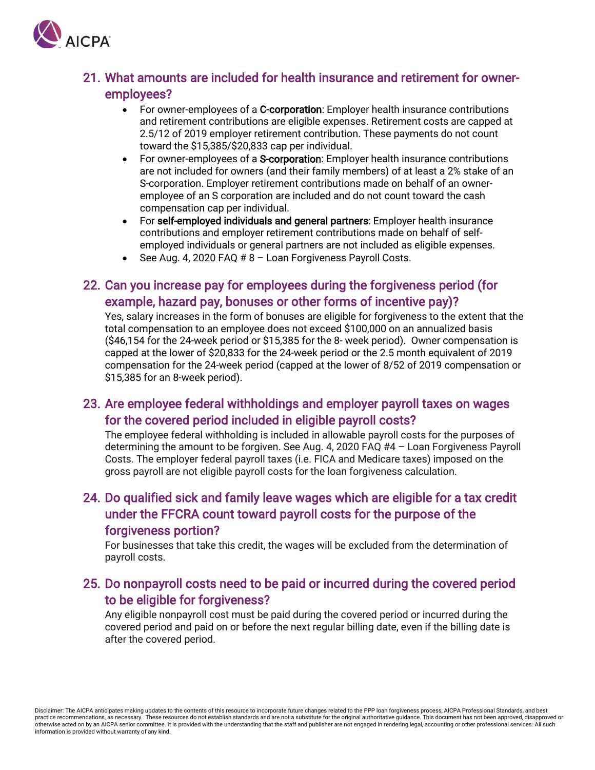## 21. What amounts are included for health insurance and retirement for owner-employees?

- For owner-employees of a **C-corporation**: Employer health insurance contributions and retirement contributions are eligible expenses. Retirement costs are capped at 2.5/12 of 2019 employer retirement contribution. These payments do not count toward the $15,385/$20,833 cap per individual.
- For owner-employees of a **S-corporation**: Employer health insurance contributions are not included for owners (and their family members) of at least a 2% stake of an S-corporation. Employer retirement contributions made on behalf of an owner-employee of an S corporation are included and do not count toward the cash compensation cap per individual.
- For **self-employed individuals and general partners**: Employer health insurance contributions and employer retirement contributions made on behalf of self-employed individuals or general partners are not included as eligible expenses.
- See Aug. 4, 2020 FAQ # 8 – Loan Forgiveness Payroll Costs.

## 22. Can you increase pay for employees during the forgiveness period (for example, hazard pay, bonuses or other forms of incentive pay)?

Yes, salary increases in the form of bonuses are eligible for forgiveness to the extent that the total compensation to an employee does not exceed $100,000 on an annualized basis ($46,154 for the 24-week period or $15,385 for the 8- week period). Owner compensation is capped at the lower of $20,833 for the 24-week period or the 2.5 month equivalent of 2019 compensation for the 24-week period (capped at the lower of 8/52 of 2019 compensation or $15,385 for an 8-week period).

## 23. Are employee federal withholdings and employer payroll taxes on wages for the covered period included in eligible payroll costs?

The employee federal withholding is included in allowable payroll costs for the purposes of determining the amount to be forgiven. See Aug. 4, 2020 FAQ #4 – Loan Forgiveness Payroll Costs. The employer federal payroll taxes (i.e. FICA and Medicare taxes) imposed on the gross payroll are not eligible payroll costs for the loan forgiveness calculation.

## 24. Do qualified sick and family leave wages which are eligible for a tax credit under the FFCRA count toward payroll costs for the purpose of the forgiveness portion?

For businesses that take this credit, the wages will be excluded from the determination of payroll costs.

## 25. Do nonpayroll costs need to be paid or incurred during the covered period to be eligible for forgiveness?

Any eligible nonpayroll cost must be paid during the covered period or incurred during the covered period and paid on or before the next regular billing date, even if the billing date is after the covered period.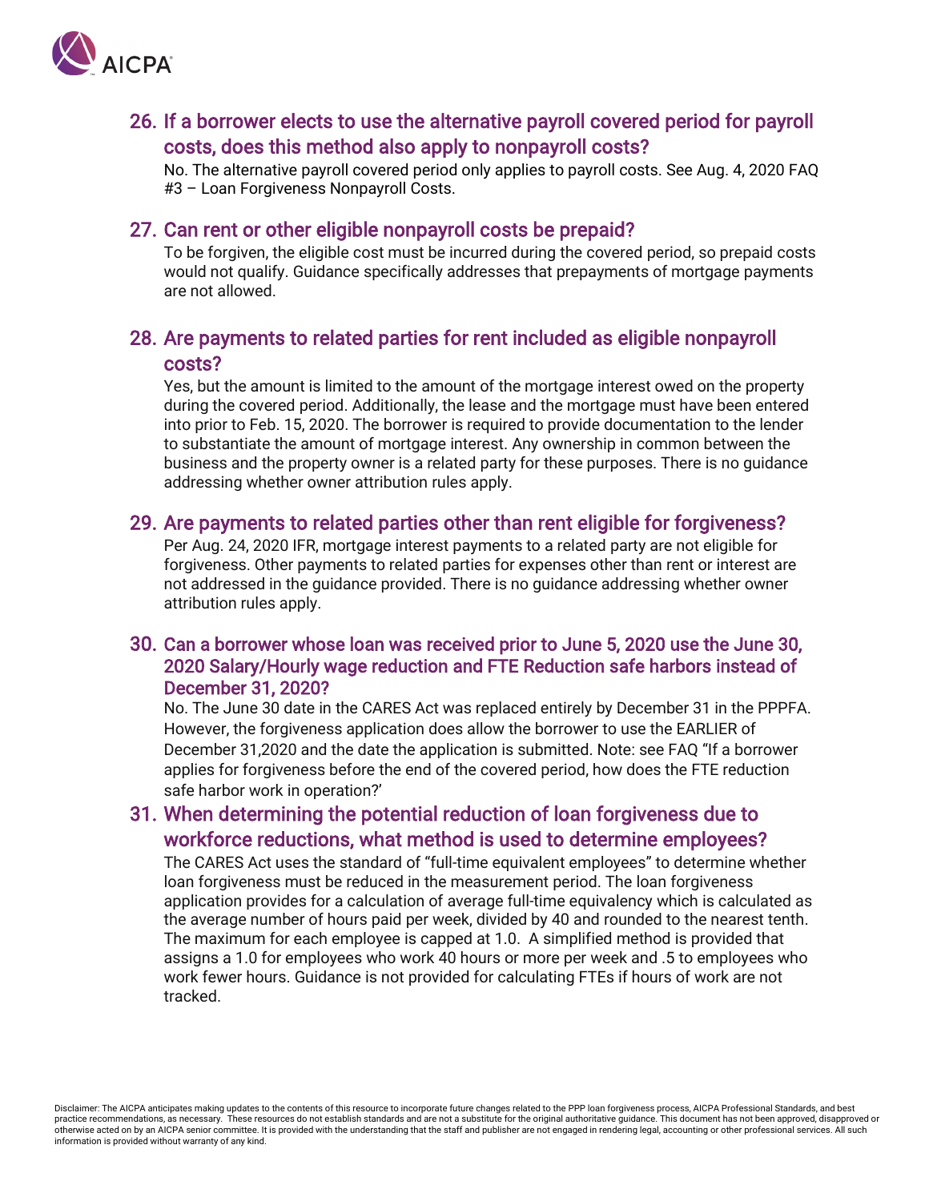## 26. If a borrower elects to use the alternative payroll covered period for payroll costs, does this method also apply to nonpayroll costs?

No. The alternative payroll covered period only applies to payroll costs. See Aug. 4, 2020 FAQ #3 – Loan Forgiveness Nonpayroll Costs.

## 27. Can rent or other eligible nonpayroll costs be prepaid?

To be forgiven, the eligible cost must be incurred during the covered period, so prepaid costs would not qualify. Guidance specifically addresses that prepayments of mortgage payments are not allowed.

## 28. Are payments to related parties for rent included as eligible nonpayroll costs?

Yes, but the amount is limited to the amount of the mortgage interest owed on the property during the covered period. Additionally, the lease and the mortgage must have been entered into prior to Feb. 15, 2020. The borrower is required to provide documentation to the lender to substantiate the amount of mortgage interest. Any ownership in common between the business and the property owner is a related party for these purposes. There is no guidance addressing whether owner attribution rules apply.

## 29. Are payments to related parties other than rent eligible for forgiveness?

Per Aug. 24, 2020 IFR, mortgage interest payments to a related party are not eligible for forgiveness. Other payments to related parties for expenses other than rent or interest are not addressed in the guidance provided. There is no guidance addressing whether owner attribution rules apply.

## 30. Can a borrower whose loan was received prior to June 5, 2020 use the June 30, 2020 Salary/Hourly wage reduction and FTE Reduction safe harbors instead of December 31, 2020?

No. The June 30 date in the CARES Act was replaced entirely by December 31 in the PPPFA. However, the forgiveness application does allow the borrower to use the EARLIER of December 31,2020 and the date the application is submitted. Note: see FAQ "If a borrower applies for forgiveness before the end of the covered period, how does the FTE reduction safe harbor work in operation?'

## 31. When determining the potential reduction of loan forgiveness due to workforce reductions, what method is used to determine employees?

The CARES Act uses the standard of "full-time equivalent employees" to determine whether loan forgiveness must be reduced in the measurement period. The loan forgiveness application provides for a calculation of average full-time equivalency which is calculated as the average number of hours paid per week, divided by 40 and rounded to the nearest tenth. The maximum for each employee is capped at 1.0. A simplified method is provided that assigns a 1.0 for employees who work 40 hours or more per week and .5 to employees who work fewer hours. Guidance is not provided for calculating FTEs if hours of work are not tracked.

Disclaimer: The AICPA anticipates making updates to the contents of this resource to incorporate future changes related to the PPP loan forgiveness process, AICPA Professional Standards, and best practice recommendations, as necessary. These resources do not establish standards and are not a substitute for the original authoritative guidance. This document has not been approved, disapproved or otherwise acted on by an AICPA senior committee. It is provided with the understanding that the staff and publisher are not engaged in rendering legal, accounting or other professional services. All such information is provided without warranty of any kind.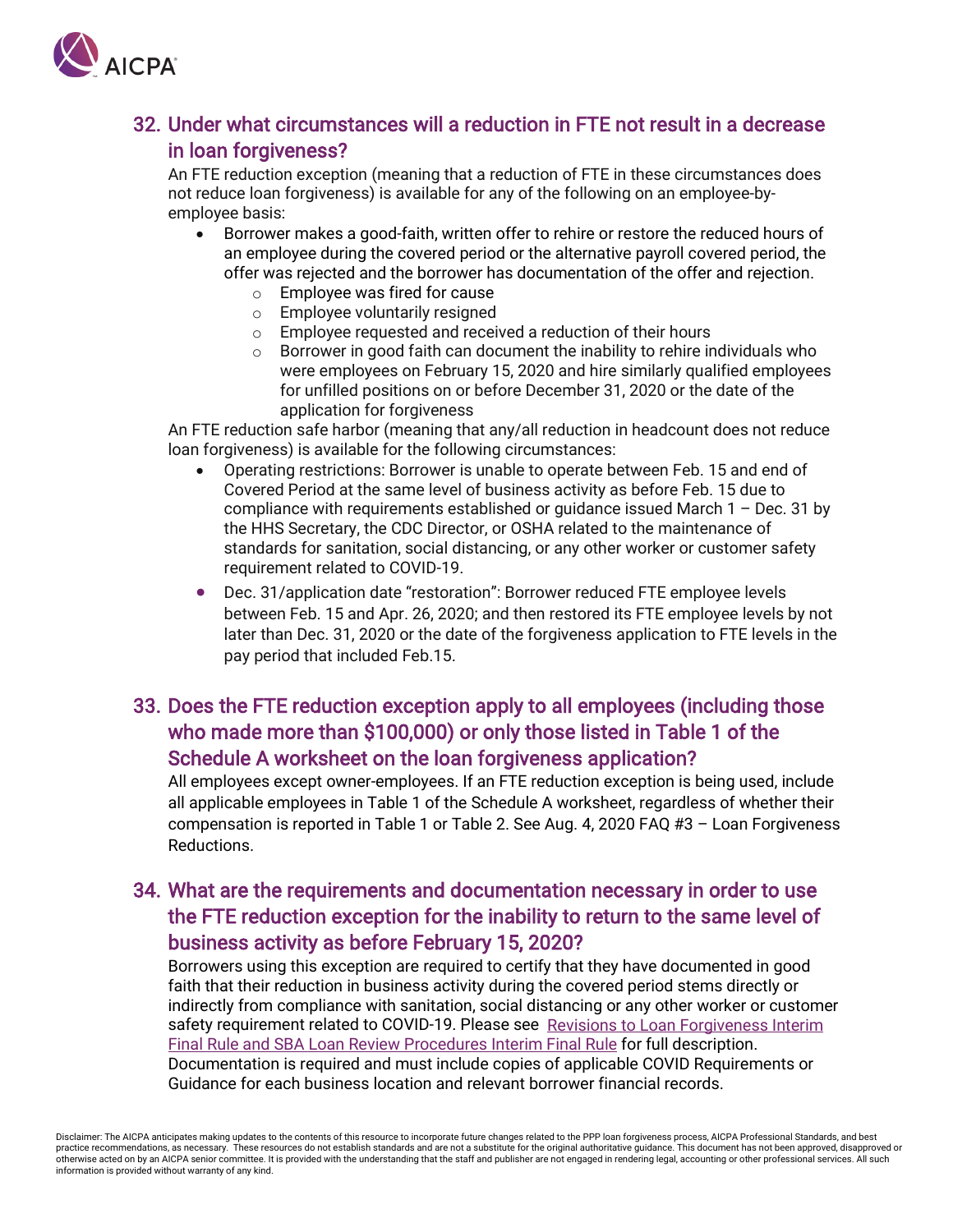## 32. Under what circumstances will a reduction in FTE not result in a decrease in loan forgiveness?

An FTE reduction exception (meaning that a reduction of FTE in these circumstances does not reduce loan forgiveness) is available for any of the following on an employee-by-employee basis:

- Borrower makes a good-faith, written offer to rehire or restore the reduced hours of an employee during the covered period or the alternative payroll covered period, the offer was rejected and the borrower has documentation of the offer and rejection.
  - Employee was fired for cause
  - Employee voluntarily resigned
  - Employee requested and received a reduction of their hours
  - Borrower in good faith can document the inability to rehire individuals who were employees on February 15, 2020 and hire similarly qualified employees for unfilled positions on or before December 31, 2020 or the date of the application for forgiveness

An FTE reduction safe harbor (meaning that any/all reduction in headcount does not reduce loan forgiveness) is available for the following circumstances:

- Operating restrictions: Borrower is unable to operate between Feb. 15 and end of Covered Period at the same level of business activity as before Feb. 15 due to compliance with requirements established or guidance issued March 1 – Dec. 31 by the HHS Secretary, the CDC Director, or OSHA related to the maintenance of standards for sanitation, social distancing, or any other worker or customer safety requirement related to COVID-19.
- Dec. 31/application date "restoration": Borrower reduced FTE employee levels between Feb. 15 and Apr. 26, 2020; and then restored its FTE employee levels by not later than Dec. 31, 2020 or the date of the forgiveness application to FTE levels in the pay period that included Feb.15.

## 33. Does the FTE reduction exception apply to all employees (including those who made more than $100,000) or only those listed in Table 1 of the Schedule A worksheet on the loan forgiveness application?

All employees except owner-employees. If an FTE reduction exception is being used, include all applicable employees in Table 1 of the Schedule A worksheet, regardless of whether their compensation is reported in Table 1 or Table 2. See Aug. 4, 2020 FAQ #3 – Loan Forgiveness Reductions.

## 34. What are the requirements and documentation necessary in order to use the FTE reduction exception for the inability to return to the same level of business activity as before February 15, 2020?

Borrowers using this exception are required to certify that they have documented in good faith that their reduction in business activity during the covered period stems directly or indirectly from compliance with sanitation, social distancing or any other worker or customer safety requirement related to COVID-19. Please see Revisions to Loan Forgiveness Interim Final Rule and SBA Loan Review Procedures Interim Final Rule for full description. Documentation is required and must include copies of applicable COVID Requirements or Guidance for each business location and relevant borrower financial records.

Disclaimer: The AICPA anticipates making updates to the contents of this resource to incorporate future changes related to the PPP loan forgiveness process, AICPA Professional Standards, and best practice recommendations, as necessary. These resources do not establish standards and are not a substitute for the original authoritative guidance. This document has not been approved, disapproved or otherwise acted on by an AICPA senior committee. It is provided with the understanding that the staff and publisher are not engaged in rendering legal, accounting or other professional services. All such information is provided without warranty of any kind.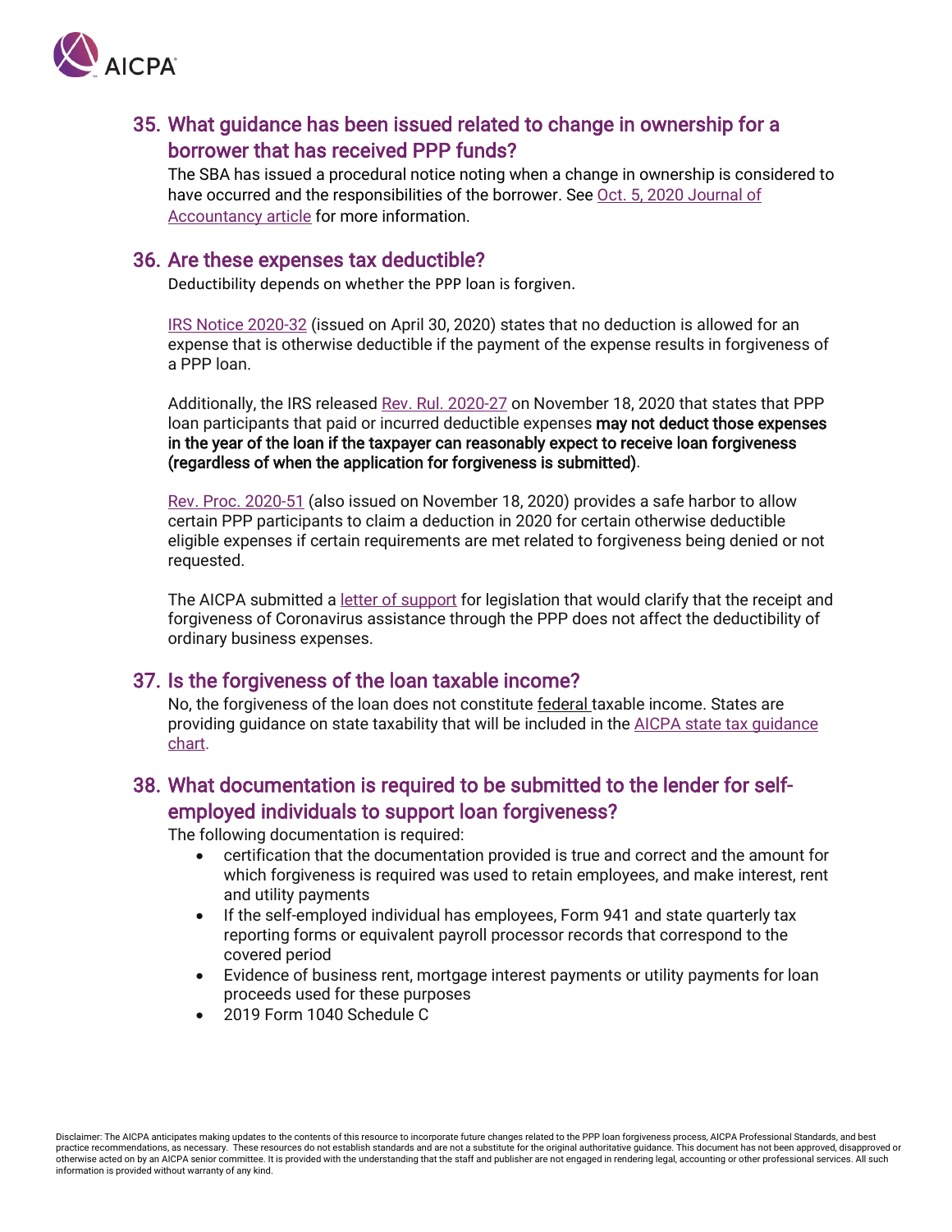## 35. What guidance has been issued related to change in ownership for a borrower that has received PPP funds?

The SBA has issued a procedural notice noting when a change in ownership is considered to have occurred and the responsibilities of the borrower. See Oct. 5, 2020 Journal of Accountancy article for more information.

## 36. Are these expenses tax deductible?

Deductibility depends on whether the PPP loan is forgiven.

IRS Notice 2020-32 (issued on April 30, 2020) states that no deduction is allowed for an expense that is otherwise deductible if the payment of the expense results in forgiveness of a PPP loan.

Additionally, the IRS released Rev. Rul. 2020-27 on November 18, 2020 that states that PPP loan participants that paid or incurred deductible expenses **may not deduct those expenses in the year of the loan if the taxpayer can reasonably expect to receive loan forgiveness (regardless of when the application for forgiveness is submitted)**.

Rev. Proc. 2020-51 (also issued on November 18, 2020) provides a safe harbor to allow certain PPP participants to claim a deduction in 2020 for certain otherwise deductible eligible expenses if certain requirements are met related to forgiveness being denied or not requested.

The AICPA submitted a letter of support for legislation that would clarify that the receipt and forgiveness of Coronavirus assistance through the PPP does not affect the deductibility of ordinary business expenses.

## 37. Is the forgiveness of the loan taxable income?

No, the forgiveness of the loan does not constitute federal taxable income. States are providing guidance on state taxability that will be included in the AICPA state tax guidance chart.

## 38. What documentation is required to be submitted to the lender for self-employed individuals to support loan forgiveness?

The following documentation is required:

- certification that the documentation provided is true and correct and the amount for which forgiveness is required was used to retain employees, and make interest, rent and utility payments
- If the self-employed individual has employees, Form 941 and state quarterly tax reporting forms or equivalent payroll processor records that correspond to the covered period
- Evidence of business rent, mortgage interest payments or utility payments for loan proceeds used for these purposes
- 2019 Form 1040 Schedule C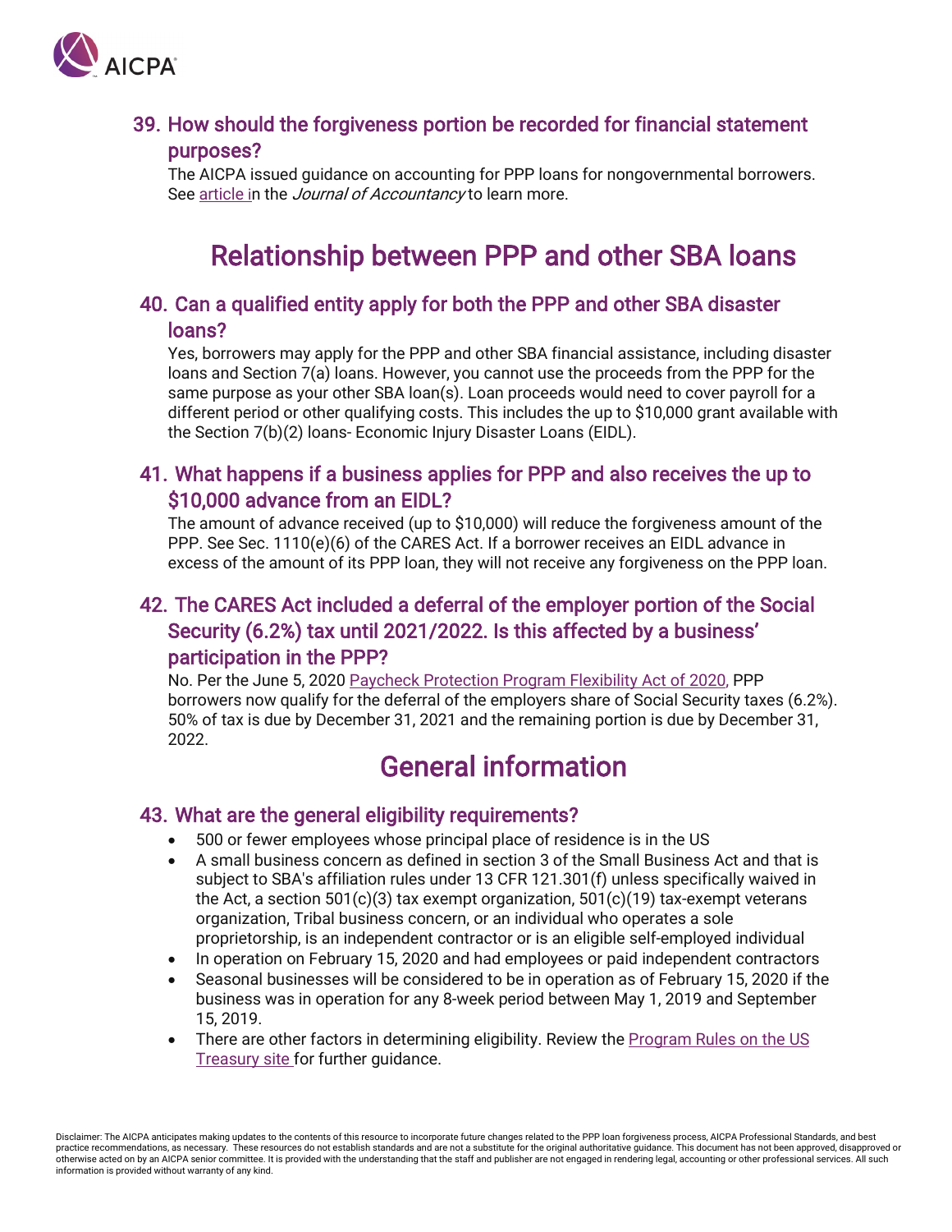### 39. How should the forgiveness portion be recorded for financial statement purposes?

The AICPA issued guidance on accounting for PPP loans for nongovernmental borrowers. See article in the *Journal of Accountancy* to learn more.

## Relationship between PPP and other SBA loans

### 40. Can a qualified entity apply for both the PPP and other SBA disaster loans?

Yes, borrowers may apply for the PPP and other SBA financial assistance, including disaster loans and Section 7(a) loans. However, you cannot use the proceeds from the PPP for the same purpose as your other SBA loan(s). Loan proceeds would need to cover payroll for a different period or other qualifying costs. This includes the up to $10,000 grant available with the Section 7(b)(2) loans- Economic Injury Disaster Loans (EIDL).

### 41. What happens if a business applies for PPP and also receives the up to $10,000 advance from an EIDL?

The amount of advance received (up to $10,000) will reduce the forgiveness amount of the PPP. See Sec. 1110(e)(6) of the CARES Act. If a borrower receives an EIDL advance in excess of the amount of its PPP loan, they will not receive any forgiveness on the PPP loan.

### 42. The CARES Act included a deferral of the employer portion of the Social Security (6.2%) tax until 2021/2022. Is this affected by a business' participation in the PPP?

No. Per the June 5, 2020 Paycheck Protection Program Flexibility Act of 2020, PPP borrowers now qualify for the deferral of the employers share of Social Security taxes (6.2%). 50% of tax is due by December 31, 2021 and the remaining portion is due by December 31, 2022.

## General information

### 43. What are the general eligibility requirements?

- 500 or fewer employees whose principal place of residence is in the US
- A small business concern as defined in section 3 of the Small Business Act and that is subject to SBA's affiliation rules under 13 CFR 121.301(f) unless specifically waived in the Act, a section 501(c)(3) tax exempt organization, 501(c)(19) tax-exempt veterans organization, Tribal business concern, or an individual who operates a sole proprietorship, is an independent contractor or is an eligible self-employed individual
- In operation on February 15, 2020 and had employees or paid independent contractors
- Seasonal businesses will be considered to be in operation as of February 15, 2020 if the business was in operation for any 8-week period between May 1, 2019 and September 15, 2019.
- There are other factors in determining eligibility. Review the Program Rules on the US Treasury site for further guidance.

Disclaimer: The AICPA anticipates making updates to the contents of this resource to incorporate future changes related to the PPP loan forgiveness process, AICPA Professional Standards, and best practice recommendations, as necessary. These resources do not establish standards and are not a substitute for the original authoritative guidance. This document has not been approved, disapproved or otherwise acted on by an AICPA senior committee. It is provided with the understanding that the staff and publisher are not engaged in rendering legal, accounting or other professional services. All such information is provided without warranty of any kind.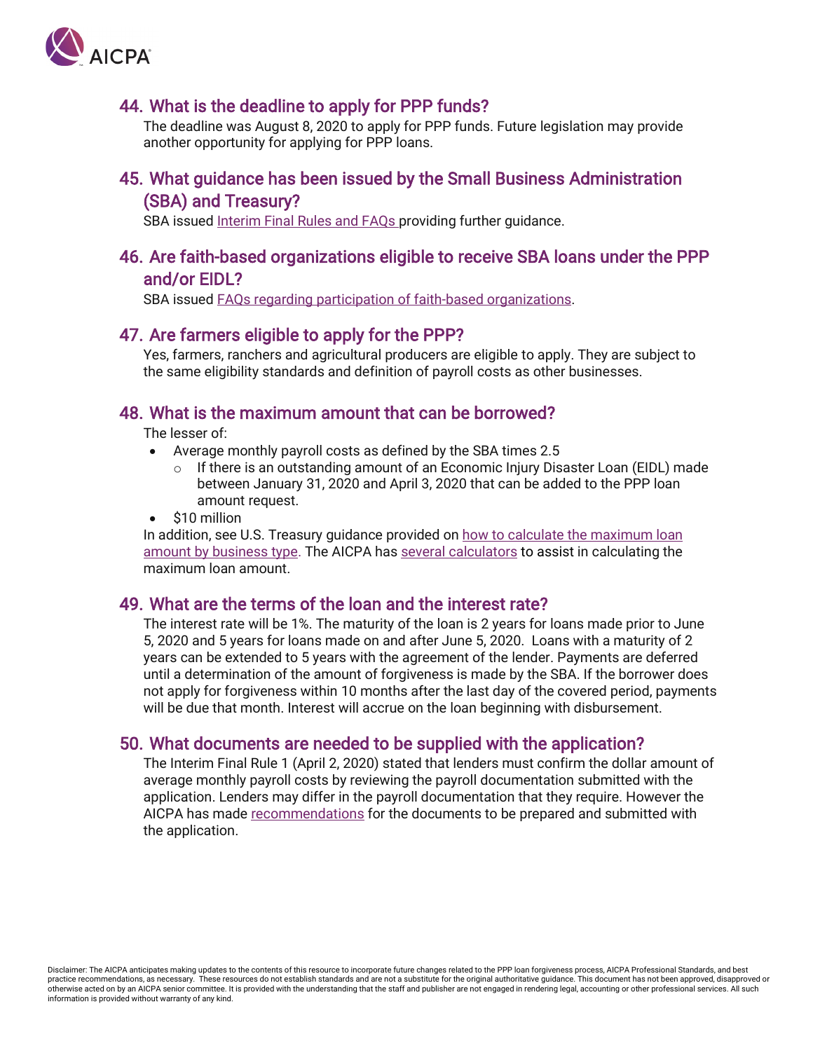## 44. What is the deadline to apply for PPP funds?

The deadline was August 8, 2020 to apply for PPP funds. Future legislation may provide another opportunity for applying for PPP loans.

## 45. What guidance has been issued by the Small Business Administration (SBA) and Treasury?

SBA issued Interim Final Rules and FAQs providing further guidance.

## 46. Are faith-based organizations eligible to receive SBA loans under the PPP and/or EIDL?

SBA issued FAQs regarding participation of faith-based organizations.

## 47. Are farmers eligible to apply for the PPP?

Yes, farmers, ranchers and agricultural producers are eligible to apply. They are subject to the same eligibility standards and definition of payroll costs as other businesses.

## 48. What is the maximum amount that can be borrowed?

The lesser of:

- Average monthly payroll costs as defined by the SBA times 2.5
  - If there is an outstanding amount of an Economic Injury Disaster Loan (EIDL) made between January 31, 2020 and April 3, 2020 that can be added to the PPP loan amount request.
- $10 million

In addition, see U.S. Treasury guidance provided on how to calculate the maximum loan amount by business type. The AICPA has several calculators to assist in calculating the maximum loan amount.

## 49. What are the terms of the loan and the interest rate?

The interest rate will be 1%. The maturity of the loan is 2 years for loans made prior to June 5, 2020 and 5 years for loans made on and after June 5, 2020. Loans with a maturity of 2 years can be extended to 5 years with the agreement of the lender. Payments are deferred until a determination of the amount of forgiveness is made by the SBA. If the borrower does not apply for forgiveness within 10 months after the last day of the covered period, payments will be due that month. Interest will accrue on the loan beginning with disbursement.

## 50. What documents are needed to be supplied with the application?

The Interim Final Rule 1 (April 2, 2020) stated that lenders must confirm the dollar amount of average monthly payroll costs by reviewing the payroll documentation submitted with the application. Lenders may differ in the payroll documentation that they require. However the AICPA has made recommendations for the documents to be prepared and submitted with the application.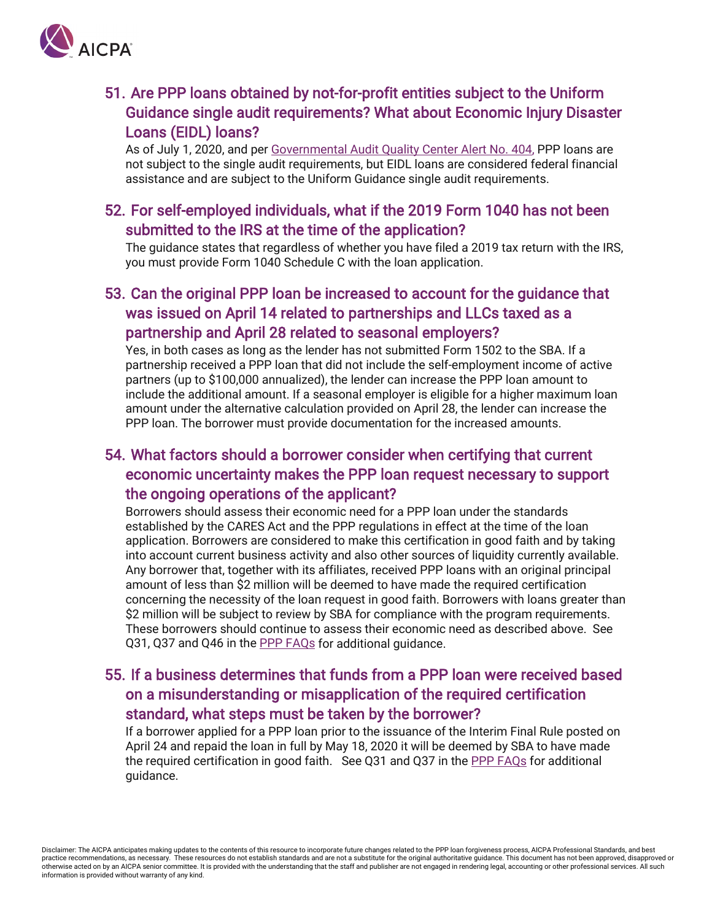## 51. Are PPP loans obtained by not-for-profit entities subject to the Uniform Guidance single audit requirements? What about Economic Injury Disaster Loans (EIDL) loans?

As of July 1, 2020, and per Governmental Audit Quality Center Alert No. 404, PPP loans are not subject to the single audit requirements, but EIDL loans are considered federal financial assistance and are subject to the Uniform Guidance single audit requirements.

## 52. For self-employed individuals, what if the 2019 Form 1040 has not been submitted to the IRS at the time of the application?

The guidance states that regardless of whether you have filed a 2019 tax return with the IRS, you must provide Form 1040 Schedule C with the loan application.

## 53. Can the original PPP loan be increased to account for the guidance that was issued on April 14 related to partnerships and LLCs taxed as a partnership and April 28 related to seasonal employers?

Yes, in both cases as long as the lender has not submitted Form 1502 to the SBA. If a partnership received a PPP loan that did not include the self-employment income of active partners (up to $100,000 annualized), the lender can increase the PPP loan amount to include the additional amount. If a seasonal employer is eligible for a higher maximum loan amount under the alternative calculation provided on April 28, the lender can increase the PPP loan. The borrower must provide documentation for the increased amounts.

## 54. What factors should a borrower consider when certifying that current economic uncertainty makes the PPP loan request necessary to support the ongoing operations of the applicant?

Borrowers should assess their economic need for a PPP loan under the standards established by the CARES Act and the PPP regulations in effect at the time of the loan application. Borrowers are considered to make this certification in good faith and by taking into account current business activity and also other sources of liquidity currently available. Any borrower that, together with its affiliates, received PPP loans with an original principal amount of less than $2 million will be deemed to have made the required certification concerning the necessity of the loan request in good faith. Borrowers with loans greater than $2 million will be subject to review by SBA for compliance with the program requirements. These borrowers should continue to assess their economic need as described above. See Q31, Q37 and Q46 in the PPP FAQs for additional guidance.

## 55. If a business determines that funds from a PPP loan were received based on a misunderstanding or misapplication of the required certification standard, what steps must be taken by the borrower?

If a borrower applied for a PPP loan prior to the issuance of the Interim Final Rule posted on April 24 and repaid the loan in full by May 18, 2020 it will be deemed by SBA to have made the required certification in good faith. See Q31 and Q37 in the PPP FAQs for additional guidance.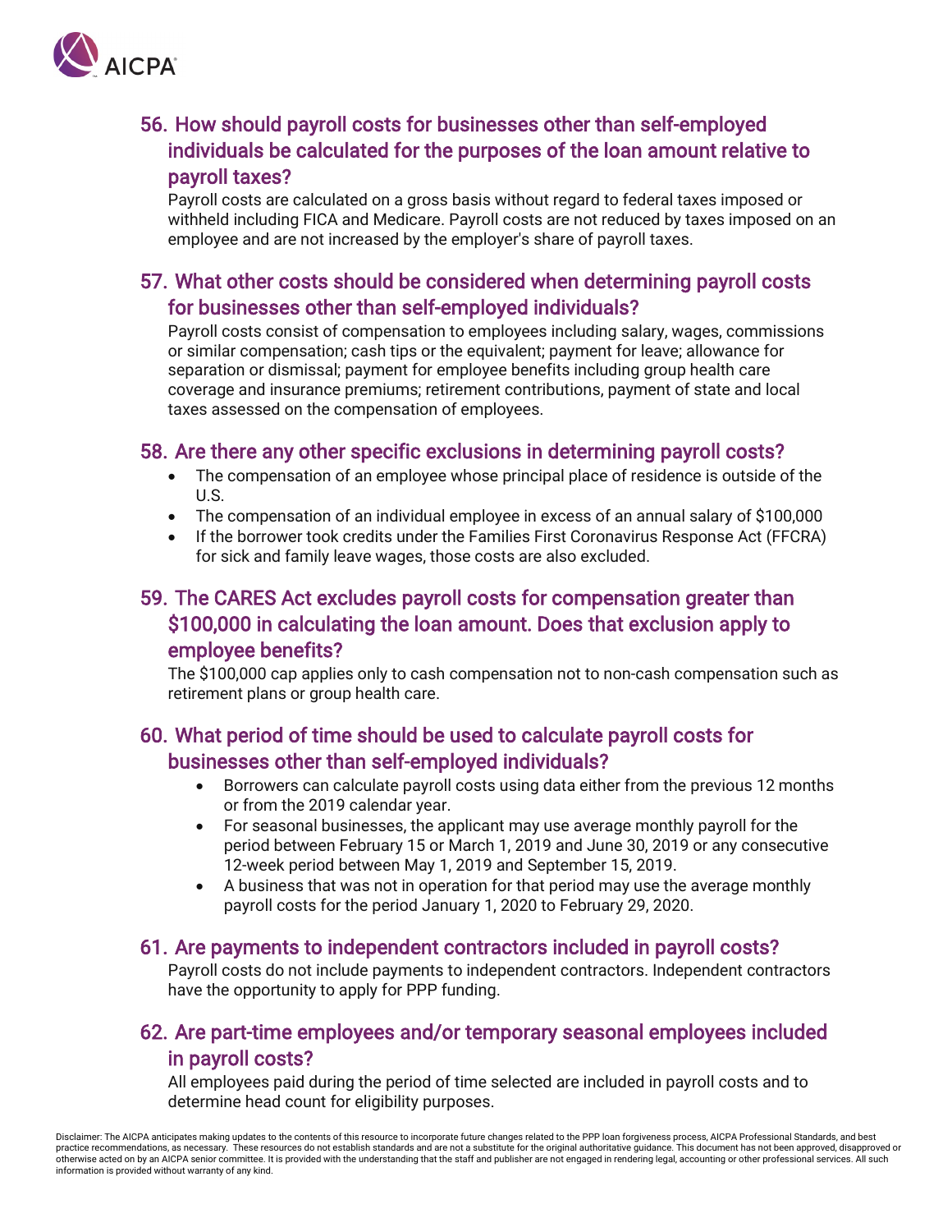## 56. How should payroll costs for businesses other than self-employed individuals be calculated for the purposes of the loan amount relative to payroll taxes?

Payroll costs are calculated on a gross basis without regard to federal taxes imposed or withheld including FICA and Medicare. Payroll costs are not reduced by taxes imposed on an employee and are not increased by the employer's share of payroll taxes.

## 57. What other costs should be considered when determining payroll costs for businesses other than self-employed individuals?

Payroll costs consist of compensation to employees including salary, wages, commissions or similar compensation; cash tips or the equivalent; payment for leave; allowance for separation or dismissal; payment for employee benefits including group health care coverage and insurance premiums; retirement contributions, payment of state and local taxes assessed on the compensation of employees.

## 58. Are there any other specific exclusions in determining payroll costs?

- The compensation of an employee whose principal place of residence is outside of the U.S.
- The compensation of an individual employee in excess of an annual salary of $100,000
- If the borrower took credits under the Families First Coronavirus Response Act (FFCRA) for sick and family leave wages, those costs are also excluded.

## 59. The CARES Act excludes payroll costs for compensation greater than $100,000 in calculating the loan amount. Does that exclusion apply to employee benefits?

The $100,000 cap applies only to cash compensation not to non-cash compensation such as retirement plans or group health care.

## 60. What period of time should be used to calculate payroll costs for businesses other than self-employed individuals?

- Borrowers can calculate payroll costs using data either from the previous 12 months or from the 2019 calendar year.
- For seasonal businesses, the applicant may use average monthly payroll for the period between February 15 or March 1, 2019 and June 30, 2019 or any consecutive 12-week period between May 1, 2019 and September 15, 2019.
- A business that was not in operation for that period may use the average monthly payroll costs for the period January 1, 2020 to February 29, 2020.

## 61. Are payments to independent contractors included in payroll costs?

Payroll costs do not include payments to independent contractors. Independent contractors have the opportunity to apply for PPP funding.

## 62. Are part-time employees and/or temporary seasonal employees included in payroll costs?

All employees paid during the period of time selected are included in payroll costs and to determine head count for eligibility purposes.

Disclaimer: The AICPA anticipates making updates to the contents of this resource to incorporate future changes related to the PPP loan forgiveness process, AICPA Professional Standards, and best practice recommendations, as necessary. These resources do not establish standards and are not a substitute for the original authoritative guidance. This document has not been approved, disapproved or otherwise acted on by an AICPA senior committee. It is provided with the understanding that the staff and publisher are not engaged in rendering legal, accounting or other professional services. All such information is provided without warranty of any kind.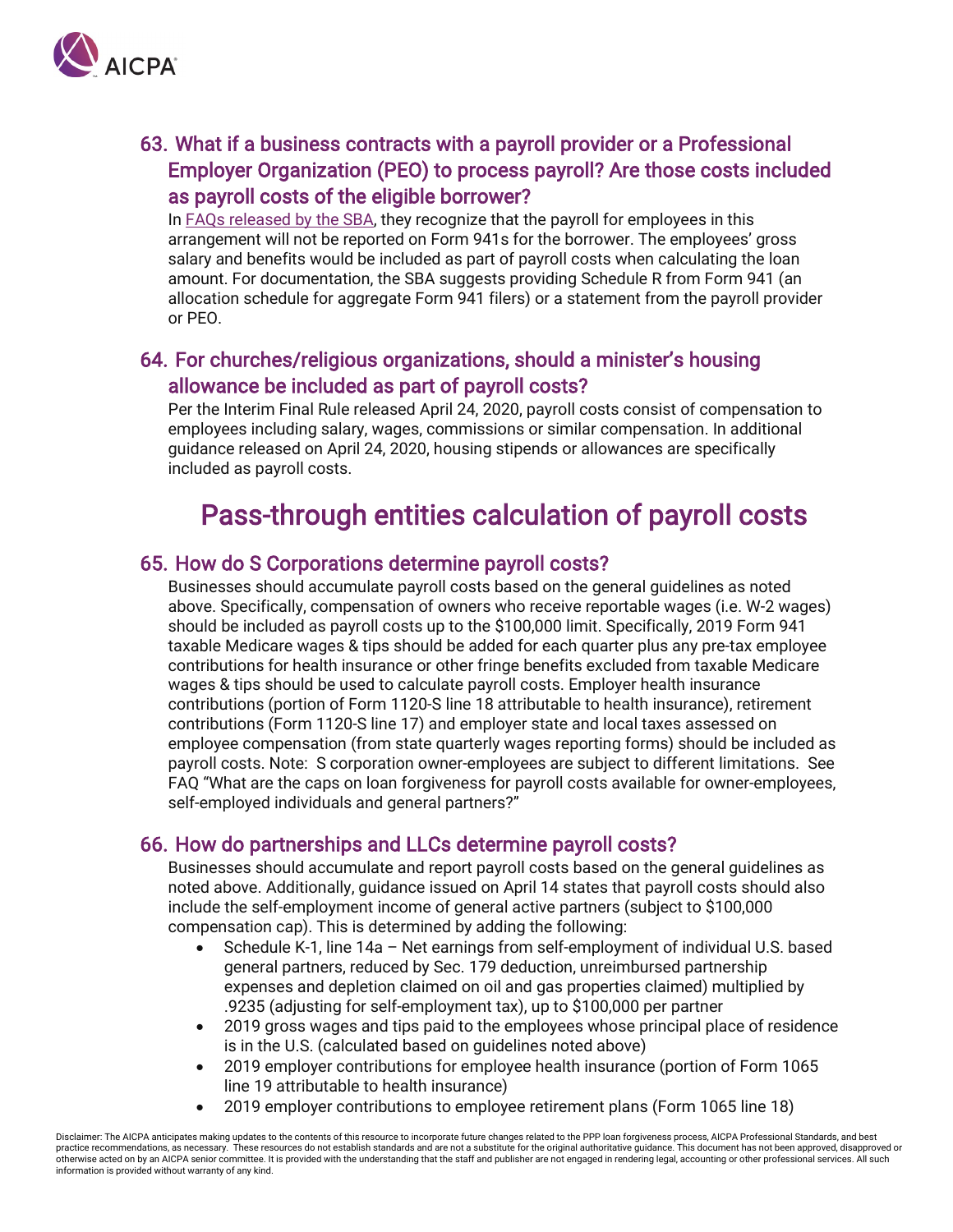## 63. What if a business contracts with a payroll provider or a Professional Employer Organization (PEO) to process payroll? Are those costs included as payroll costs of the eligible borrower?

In FAQs released by the SBA, they recognize that the payroll for employees in this arrangement will not be reported on Form 941s for the borrower. The employees' gross salary and benefits would be included as part of payroll costs when calculating the loan amount. For documentation, the SBA suggests providing Schedule R from Form 941 (an allocation schedule for aggregate Form 941 filers) or a statement from the payroll provider or PEO.

## 64. For churches/religious organizations, should a minister's housing allowance be included as part of payroll costs?

Per the Interim Final Rule released April 24, 2020, payroll costs consist of compensation to employees including salary, wages, commissions or similar compensation. In additional guidance released on April 24, 2020, housing stipends or allowances are specifically included as payroll costs.

# Pass-through entities calculation of payroll costs

## 65. How do S Corporations determine payroll costs?

Businesses should accumulate payroll costs based on the general guidelines as noted above. Specifically, compensation of owners who receive reportable wages (i.e. W-2 wages) should be included as payroll costs up to the $100,000 limit. Specifically, 2019 Form 941 taxable Medicare wages & tips should be added for each quarter plus any pre-tax employee contributions for health insurance or other fringe benefits excluded from taxable Medicare wages & tips should be used to calculate payroll costs. Employer health insurance contributions (portion of Form 1120-S line 18 attributable to health insurance), retirement contributions (Form 1120-S line 17) and employer state and local taxes assessed on employee compensation (from state quarterly wages reporting forms) should be included as payroll costs. Note: S corporation owner-employees are subject to different limitations. See FAQ "What are the caps on loan forgiveness for payroll costs available for owner-employees, self-employed individuals and general partners?"

## 66. How do partnerships and LLCs determine payroll costs?

Businesses should accumulate and report payroll costs based on the general guidelines as noted above. Additionally, guidance issued on April 14 states that payroll costs should also include the self-employment income of general active partners (subject to $100,000 compensation cap). This is determined by adding the following:

- Schedule K-1, line 14a – Net earnings from self-employment of individual U.S. based general partners, reduced by Sec. 179 deduction, unreimbursed partnership expenses and depletion claimed on oil and gas properties claimed) multiplied by .9235 (adjusting for self-employment tax), up to $100,000 per partner
- 2019 gross wages and tips paid to the employees whose principal place of residence is in the U.S. (calculated based on guidelines noted above)
- 2019 employer contributions for employee health insurance (portion of Form 1065 line 19 attributable to health insurance)
- 2019 employer contributions to employee retirement plans (Form 1065 line 18)

Disclaimer: The AICPA anticipates making updates to the contents of this resource to incorporate future changes related to the PPP loan forgiveness process, AICPA Professional Standards, and best practice recommendations, as necessary. These resources do not establish standards and are not a substitute for the original authoritative guidance. This document has not been approved, disapproved or otherwise acted on by an AICPA senior committee. It is provided with the understanding that the staff and publisher are not engaged in rendering legal, accounting or other professional services. All such information is provided without warranty of any kind.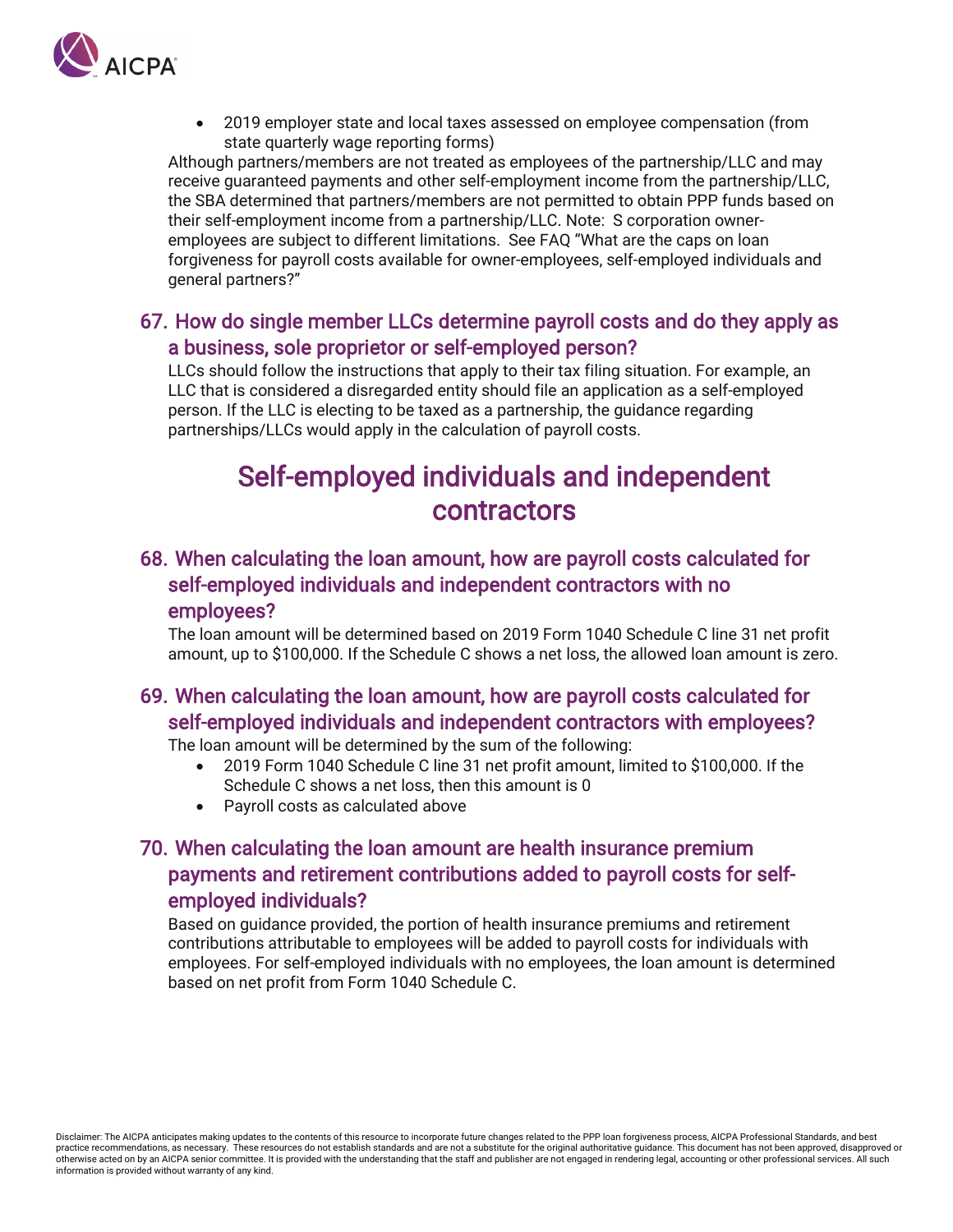- 2019 employer state and local taxes assessed on employee compensation (from state quarterly wage reporting forms)

Although partners/members are not treated as employees of the partnership/LLC and may receive guaranteed payments and other self-employment income from the partnership/LLC, the SBA determined that partners/members are not permitted to obtain PPP funds based on their self-employment income from a partnership/LLC. Note: S corporation owner-employees are subject to different limitations. See FAQ "What are the caps on loan forgiveness for payroll costs available for owner-employees, self-employed individuals and general partners?"

### 67. How do single member LLCs determine payroll costs and do they apply as a business, sole proprietor or self-employed person?

LLCs should follow the instructions that apply to their tax filing situation. For example, an LLC that is considered a disregarded entity should file an application as a self-employed person. If the LLC is electing to be taxed as a partnership, the guidance regarding partnerships/LLCs would apply in the calculation of payroll costs.

## Self-employed individuals and independent contractors

### 68. When calculating the loan amount, how are payroll costs calculated for self-employed individuals and independent contractors with no employees?

The loan amount will be determined based on 2019 Form 1040 Schedule C line 31 net profit amount, up to $100,000. If the Schedule C shows a net loss, the allowed loan amount is zero.

### 69. When calculating the loan amount, how are payroll costs calculated for self-employed individuals and independent contractors with employees?

The loan amount will be determined by the sum of the following:

- 2019 Form 1040 Schedule C line 31 net profit amount, limited to $100,000. If the Schedule C shows a net loss, then this amount is 0
- Payroll costs as calculated above

### 70. When calculating the loan amount are health insurance premium payments and retirement contributions added to payroll costs for self-employed individuals?

Based on guidance provided, the portion of health insurance premiums and retirement contributions attributable to employees will be added to payroll costs for individuals with employees. For self-employed individuals with no employees, the loan amount is determined based on net profit from Form 1040 Schedule C.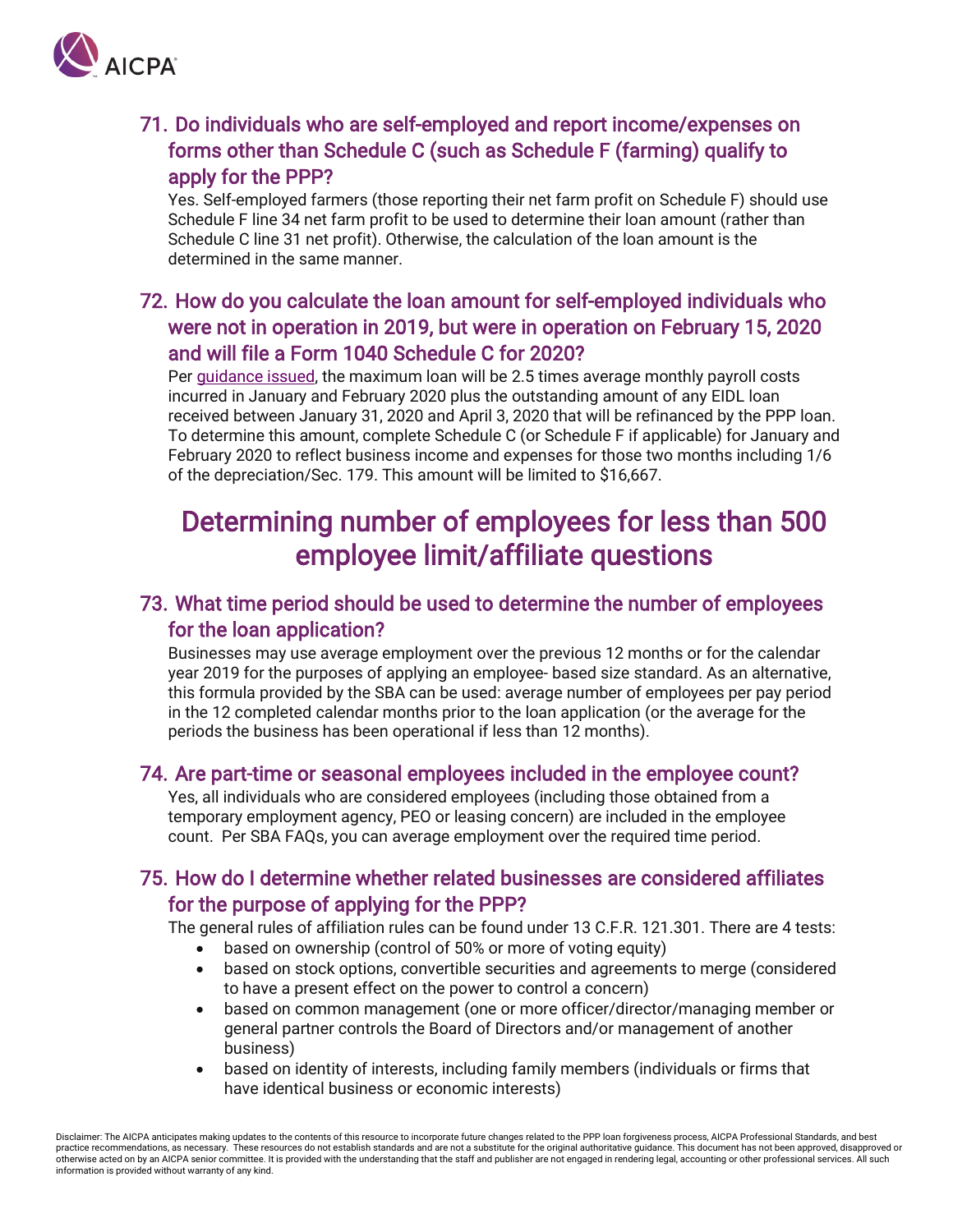### 71. Do individuals who are self-employed and report income/expenses on forms other than Schedule C (such as Schedule F (farming) qualify to apply for the PPP?

Yes. Self-employed farmers (those reporting their net farm profit on Schedule F) should use Schedule F line 34 net farm profit to be used to determine their loan amount (rather than Schedule C line 31 net profit). Otherwise, the calculation of the loan amount is the determined in the same manner.

### 72. How do you calculate the loan amount for self-employed individuals who were not in operation in 2019, but were in operation on February 15, 2020 and will file a Form 1040 Schedule C for 2020?

Per guidance issued, the maximum loan will be 2.5 times average monthly payroll costs incurred in January and February 2020 plus the outstanding amount of any EIDL loan received between January 31, 2020 and April 3, 2020 that will be refinanced by the PPP loan. To determine this amount, complete Schedule C (or Schedule F if applicable) for January and February 2020 to reflect business income and expenses for those two months including 1/6 of the depreciation/Sec. 179. This amount will be limited to $16,667.

## Determining number of employees for less than 500 employee limit/affiliate questions

### 73. What time period should be used to determine the number of employees for the loan application?

Businesses may use average employment over the previous 12 months or for the calendar year 2019 for the purposes of applying an employee- based size standard. As an alternative, this formula provided by the SBA can be used: average number of employees per pay period in the 12 completed calendar months prior to the loan application (or the average for the periods the business has been operational if less than 12 months).

### 74. Are part-time or seasonal employees included in the employee count?

Yes, all individuals who are considered employees (including those obtained from a temporary employment agency, PEO or leasing concern) are included in the employee count. Per SBA FAQs, you can average employment over the required time period.

### 75. How do I determine whether related businesses are considered affiliates for the purpose of applying for the PPP?

The general rules of affiliation rules can be found under 13 C.F.R. 121.301. There are 4 tests:

- based on ownership (control of 50% or more of voting equity)
- based on stock options, convertible securities and agreements to merge (considered to have a present effect on the power to control a concern)
- based on common management (one or more officer/director/managing member or general partner controls the Board of Directors and/or management of another business)
- based on identity of interests, including family members (individuals or firms that have identical business or economic interests)

Disclaimer: The AICPA anticipates making updates to the contents of this resource to incorporate future changes related to the PPP loan forgiveness process, AICPA Professional Standards, and best practice recommendations, as necessary. These resources do not establish standards and are not a substitute for the original authoritative guidance. This document has not been approved, disapproved or otherwise acted on by an AICPA senior committee. It is provided with the understanding that the staff and publisher are not engaged in rendering legal, accounting or other professional services. All such information is provided without warranty of any kind.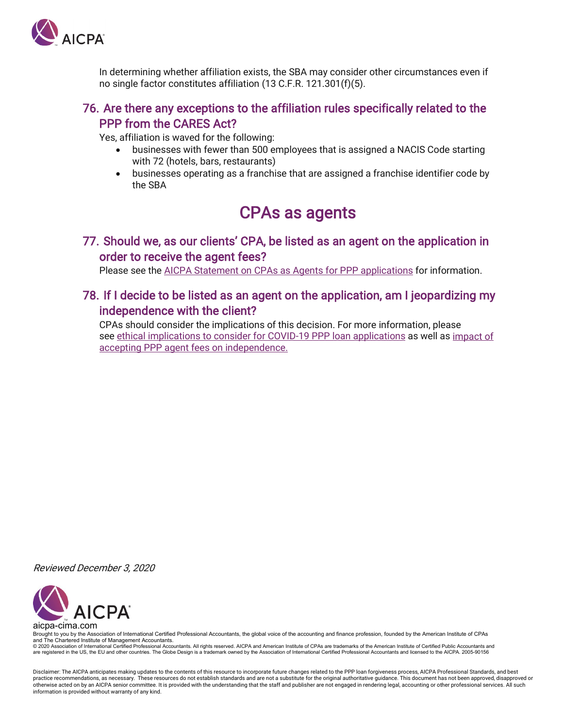In determining whether affiliation exists, the SBA may consider other circumstances even if no single factor constitutes affiliation (13 C.F.R. 121.301(f)(5).

### 76. Are there any exceptions to the affiliation rules specifically related to the PPP from the CARES Act?

Yes, affiliation is waved for the following:

- businesses with fewer than 500 employees that is assigned a NACIS Code starting with 72 (hotels, bars, restaurants)
- businesses operating as a franchise that are assigned a franchise identifier code by the SBA

## CPAs as agents

### 77. Should we, as our clients' CPA, be listed as an agent on the application in order to receive the agent fees?

Please see the AICPA Statement on CPAs as Agents for PPP applications for information.

### 78. If I decide to be listed as an agent on the application, am I jeopardizing my independence with the client?

CPAs should consider the implications of this decision. For more information, please see ethical implications to consider for COVID-19 PPP loan applications as well as impact of accepting PPP agent fees on independence.

*Reviewed December 3, 2020*

aicpa-cima.com

Brought to you by the Association of International Certified Professional Accountants, the global voice of the accounting and finance profession, founded by the American Institute of CPAs and The Chartered Institute of Management Accountants.

© 2020 Association of International Certified Professional Accountants. All rights reserved. AICPA and American Institute of CPAs are trademarks of the American Institute of Certified Public Accountants and are registered in the US, the EU and other countries. The Globe Design is a trademark owned by the Association of International Certified Professional Accountants and licensed to the AICPA. 2005-90156

Disclaimer: The AICPA anticipates making updates to the contents of this resource to incorporate future changes related to the PPP loan forgiveness process, AICPA Professional Standards, and best practice recommendations, as necessary. These resources do not establish standards and are not a substitute for the original authoritative guidance. This document has not been approved, disapproved or otherwise acted on by an AICPA senior committee. It is provided with the understanding that the staff and publisher are not engaged in rendering legal, accounting or other professional services. All such information is provided without warranty of any kind.